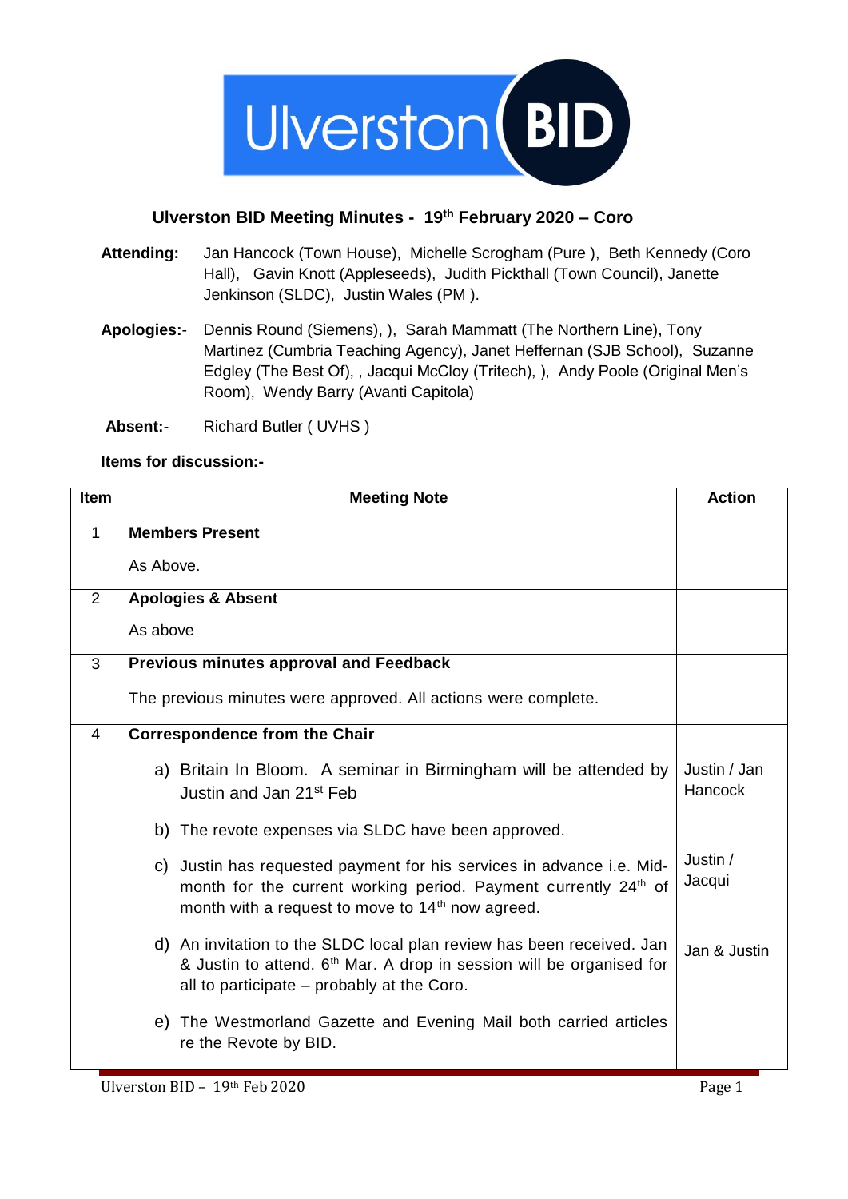# Ulverston BID Meeting Minutes - 19th February 2020 – Coro

**Attending:** Jan Hancock (Town House), Michelle Scrogham (Pure ), Beth Kennedy (Coro Hall), Gavin Knott (Appleseeds), Judith Pickthall (Town Council), Janette Jenkinson (SLDC), Justin Wales (PM ).

**Apologies:**- Dennis Round (Siemens), ), Sarah Mammatt (The Northern Line), Tony Martinez (Cumbria Teaching Agency), Janet Heffernan (SJB School), Suzanne Edgley (The Best Of), , Jacqui McCloy (Tritech), ), Andy Poole (Original Men's Room), Wendy Barry (Avanti Capitola)

**Absent:**- Richard Butler ( UVHS )

**Items for discussion:-**

| Item | Meeting Note | Action |
|---|---|---|
| 1 | **Members Present**<br><br>As Above. | |
| 2 | **Apologies & Absent**<br><br>As above | |
| 3 | **Previous minutes approval and Feedback**<br><br>The previous minutes were approved. All actions were complete. | |
| 4 | **Correspondence from the Chair** | |
| | a) Britain In Bloom. A seminar in Birmingham will be attended by Justin and Jan 21st Feb | Justin / Jan Hancock |
| | b) The revote expenses via SLDC have been approved. | |
| | c) Justin has requested payment for his services in advance i.e. Mid-month for the current working period. Payment currently 24th of month with a request to move to 14th now agreed. | Justin / Jacqui |
| | d) An invitation to the SLDC local plan review has been received. Jan & Justin to attend. 6th Mar. A drop in session will be organised for all to participate – probably at the Coro. | Jan & Justin |
| | e) The Westmorland Gazette and Evening Mail both carried articles re the Revote by BID. | |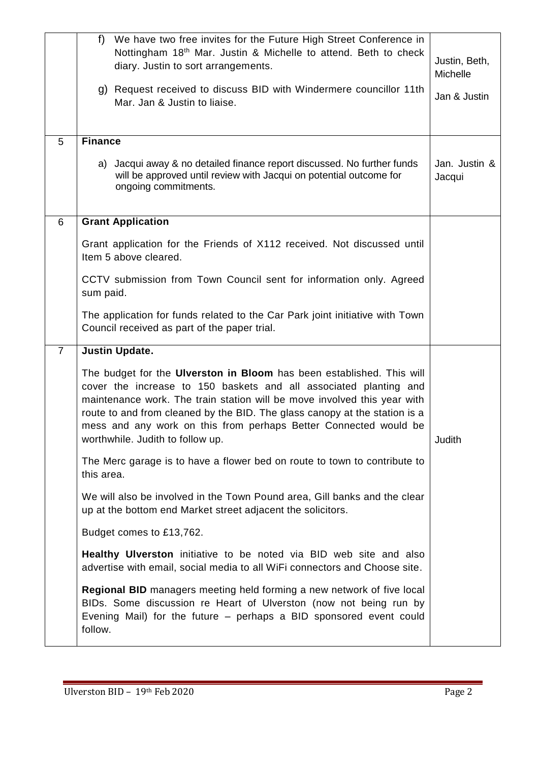| | | |
|---|---|---|
| | f) We have two free invites for the Future High Street Conference in Nottingham 18th Mar. Justin & Michelle to attend. Beth to check diary. Justin to sort arrangements.<br><br>g) Request received to discuss BID with Windermere councillor 11th Mar. Jan & Justin to liaise. | Justin, Beth, Michelle<br><br>Jan & Justin |
| 5 | **Finance**<br><br>a) Jacqui away & no detailed finance report discussed. No further funds will be approved until review with Jacqui on potential outcome for ongoing commitments. | Jan. Justin & Jacqui |
| 6 | **Grant Application**<br><br>Grant application for the Friends of X112 received. Not discussed until Item 5 above cleared.<br><br>CCTV submission from Town Council sent for information only. Agreed sum paid.<br><br>The application for funds related to the Car Park joint initiative with Town Council received as part of the paper trial. | |
| 7 | **Justin Update.**<br><br>The budget for the **Ulverston in Bloom** has been established. This will cover the increase to 150 baskets and all associated planting and maintenance work. The train station will be move involved this year with route to and from cleaned by the BID. The glass canopy at the station is a mess and any work on this from perhaps Better Connected would be worthwhile. Judith to follow up.<br><br>The Merc garage is to have a flower bed on route to town to contribute to this area.<br><br>We will also be involved in the Town Pound area, Gill banks and the clear up at the bottom end Market street adjacent the solicitors.<br><br>Budget comes to £13,762.<br><br>**Healthy Ulverston** initiative to be noted via BID web site and also advertise with email, social media to all WiFi connectors and Choose site.<br><br>**Regional BID** managers meeting held forming a new network of five local BIDs. Some discussion re Heart of Ulverston (now not being run by Evening Mail) for the future – perhaps a BID sponsored event could follow. | Judith |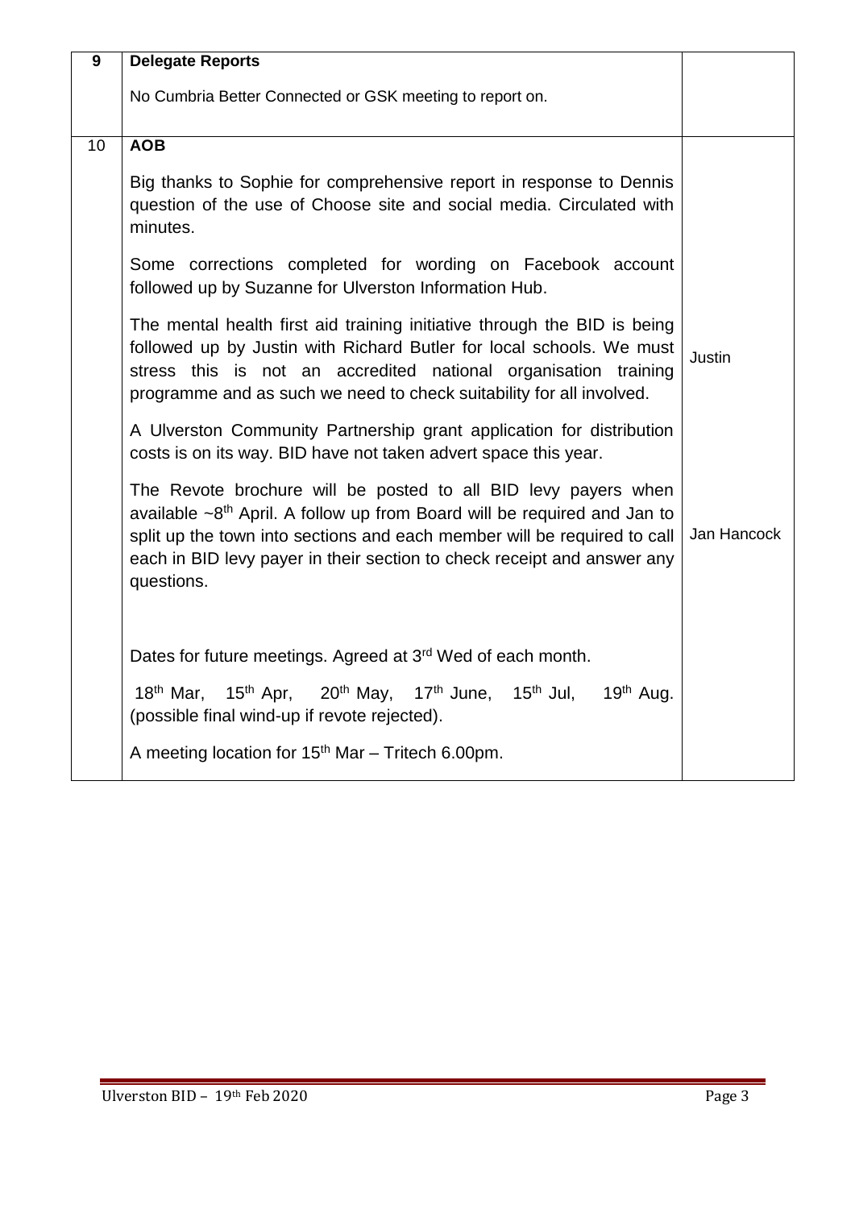| | | |
|---|---|---|
| **9** | **Delegate Reports**<br><br>No Cumbria Better Connected or GSK meeting to report on. | |
| 10 | **AOB**<br><br>Big thanks to Sophie for comprehensive report in response to Dennis question of the use of Choose site and social media. Circulated with minutes.<br><br>Some corrections completed for wording on Facebook account followed up by Suzanne for Ulverston Information Hub.<br><br>The mental health first aid training initiative through the BID is being followed up by Justin with Richard Butler for local schools. We must stress this is not an accredited national organisation training programme and as such we need to check suitability for all involved.<br><br>A Ulverston Community Partnership grant application for distribution costs is on its way. BID have not taken advert space this year.<br><br>The Revote brochure will be posted to all BID levy payers when available ~8th April. A follow up from Board will be required and Jan to split up the town into sections and each member will be required to call each in BID levy payer in their section to check receipt and answer any questions.<br><br>Dates for future meetings. Agreed at 3rd Wed of each month.<br><br>18th Mar, 15th Apr, 20th May, 17th June, 15th Jul, 19th Aug. (possible final wind-up if revote rejected).<br><br>A meeting location for 15th Mar – Tritech 6.00pm. | Justin<br><br>Jan Hancock |